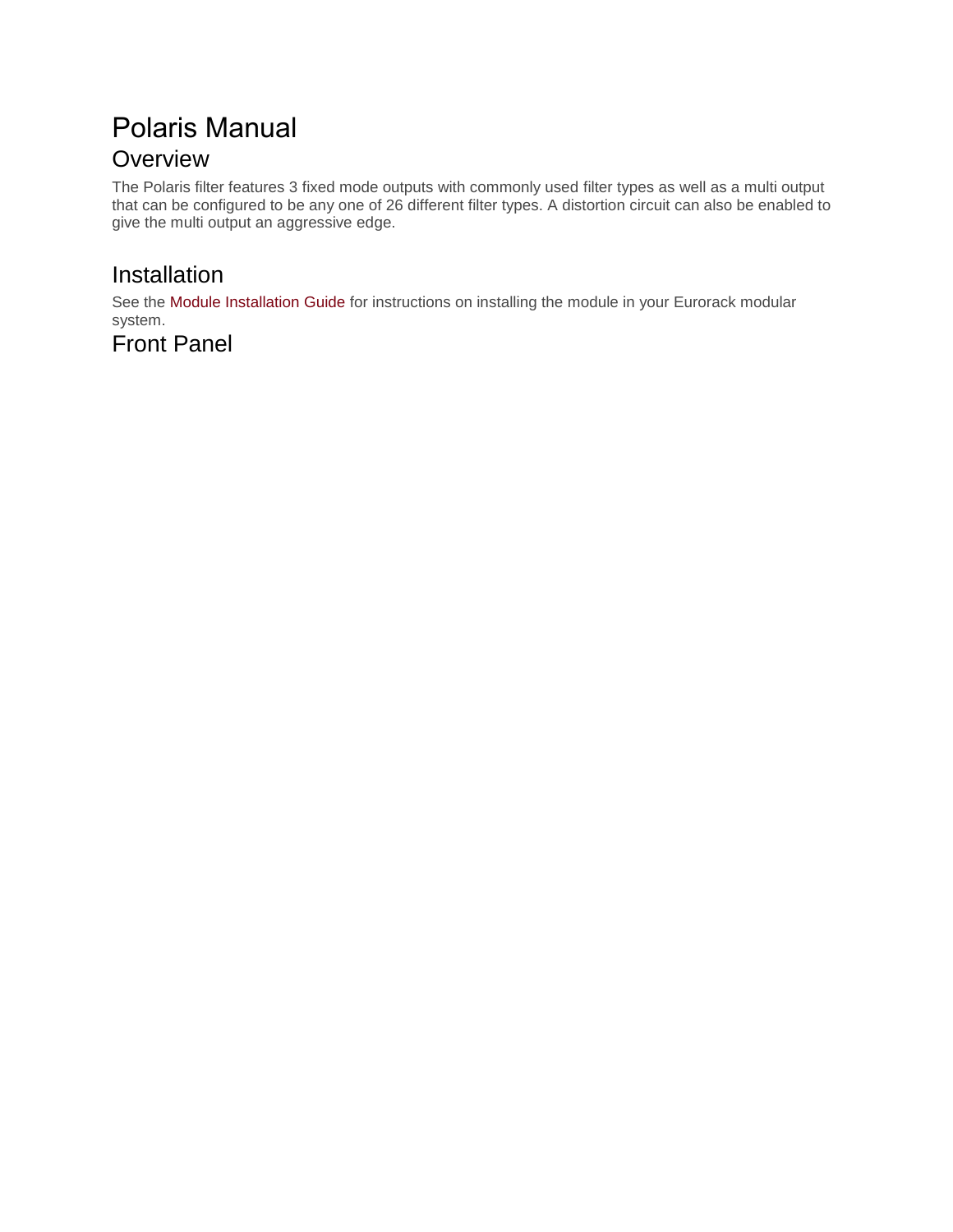# Polaris Manual

## Overview

The Polaris filter features 3 fixed mode outputs with commonly used filter types as well as a multi output that can be configured to be any one of 26 different filter types. A distortion circuit can also be enabled to give the multi output an aggressive edge.

## Installation

See the Module Installation Guide for instructions on installing the module in your Eurorack modular system.

## Front Panel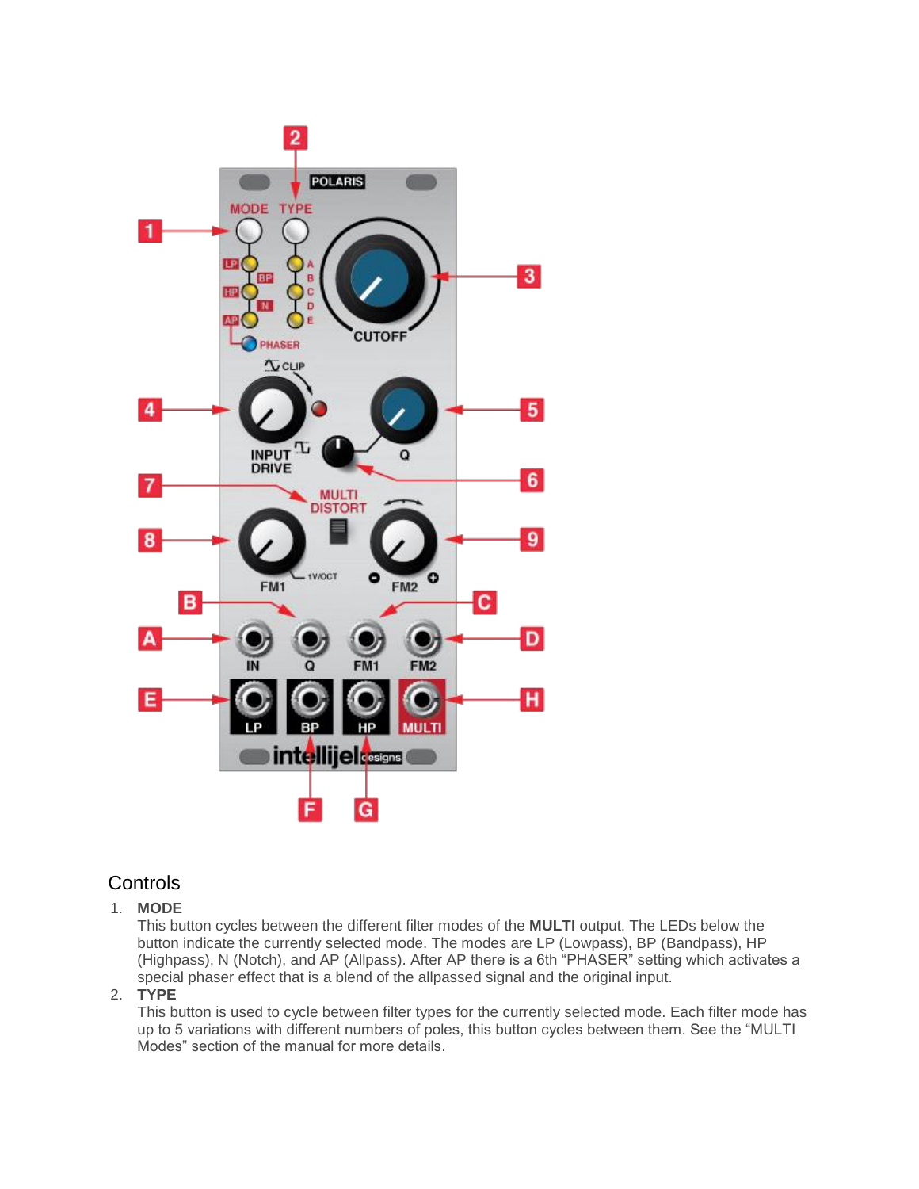## Controls

1. **MODE**
   This button cycles between the different filter modes of the **MULTI** output. The LEDs below the button indicate the currently selected mode. The modes are LP (Lowpass), BP (Bandpass), HP (Highpass), N (Notch), and AP (Allpass). After AP there is a 6th "PHASER" setting which activates a special phaser effect that is a blend of the allpassed signal and the original input.
2. **TYPE**
   This button is used to cycle between filter types for the currently selected mode. Each filter mode has up to 5 variations with different numbers of poles, this button cycles between them. See the "MULTI Modes" section of the manual for more details.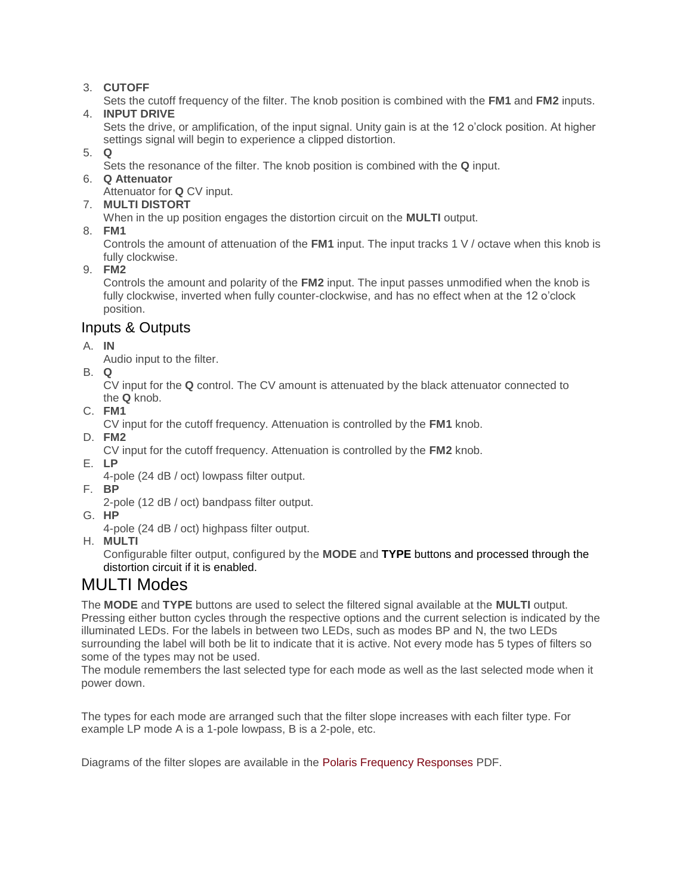3. **CUTOFF**
   Sets the cutoff frequency of the filter. The knob position is combined with the **FM1** and **FM2** inputs.
4. **INPUT DRIVE**
   Sets the drive, or amplification, of the input signal. Unity gain is at the 12 o'clock position. At higher settings signal will begin to experience a clipped distortion.
5. **Q**
   Sets the resonance of the filter. The knob position is combined with the **Q** input.
6. **Q Attenuator**
   Attenuator for **Q** CV input.
7. **MULTI DISTORT**
   When in the up position engages the distortion circuit on the **MULTI** output.
8. **FM1**
   Controls the amount of attenuation of the **FM1** input. The input tracks 1 V / octave when this knob is fully clockwise.
9. **FM2**
   Controls the amount and polarity of the **FM2** input. The input passes unmodified when the knob is fully clockwise, inverted when fully counter-clockwise, and has no effect when at the 12 o'clock position.

## Inputs & Outputs

A. **IN**
   Audio input to the filter.

B. **Q**
   CV input for the **Q** control. The CV amount is attenuated by the black attenuator connected to the **Q** knob.

C. **FM1**
   CV input for the cutoff frequency. Attenuation is controlled by the **FM1** knob.

D. **FM2**
   CV input for the cutoff frequency. Attenuation is controlled by the **FM2** knob.

E. **LP**
   4-pole (24 dB / oct) lowpass filter output.

F. **BP**
   2-pole (12 dB / oct) bandpass filter output.

G. **HP**
   4-pole (24 dB / oct) highpass filter output.

H. **MULTI**
   Configurable filter output, configured by the **MODE** and **TYPE** buttons and processed through the distortion circuit if it is enabled.

# MULTI Modes

The **MODE** and **TYPE** buttons are used to select the filtered signal available at the **MULTI** output. Pressing either button cycles through the respective options and the current selection is indicated by the illuminated LEDs. For the labels in between two LEDs, such as modes BP and N, the two LEDs surrounding the label will both be lit to indicate that it is active. Not every mode has 5 types of filters so some of the types may not be used.
The module remembers the last selected type for each mode as well as the last selected mode when it power down.

The types for each mode are arranged such that the filter slope increases with each filter type. For example LP mode A is a 1-pole lowpass, B is a 2-pole, etc.

Diagrams of the filter slopes are available in the Polaris Frequency Responses PDF.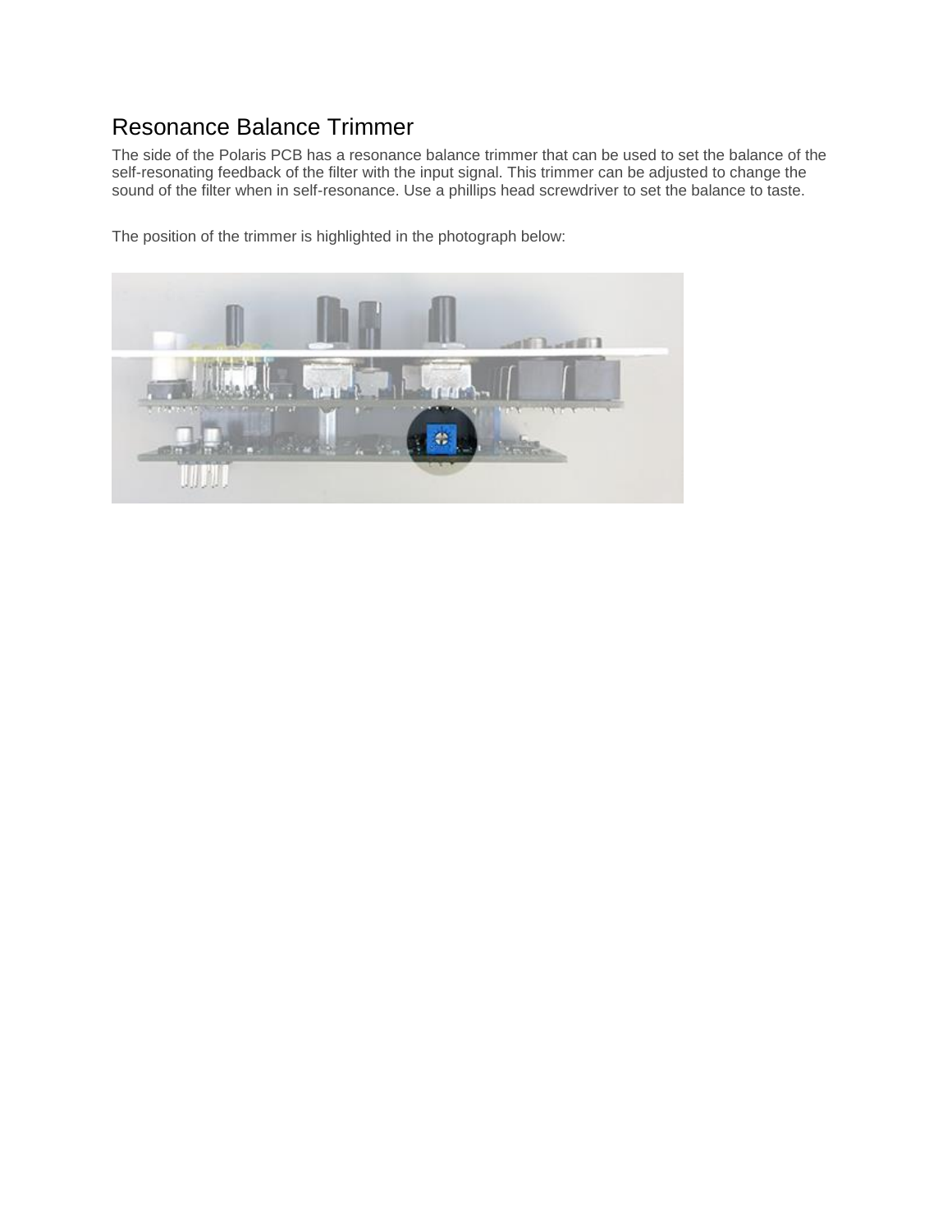# Resonance Balance Trimmer

The side of the Polaris PCB has a resonance balance trimmer that can be used to set the balance of the self-resonating feedback of the filter with the input signal. This trimmer can be adjusted to change the sound of the filter when in self-resonance. Use a phillips head screwdriver to set the balance to taste.

The position of the trimmer is highlighted in the photograph below: